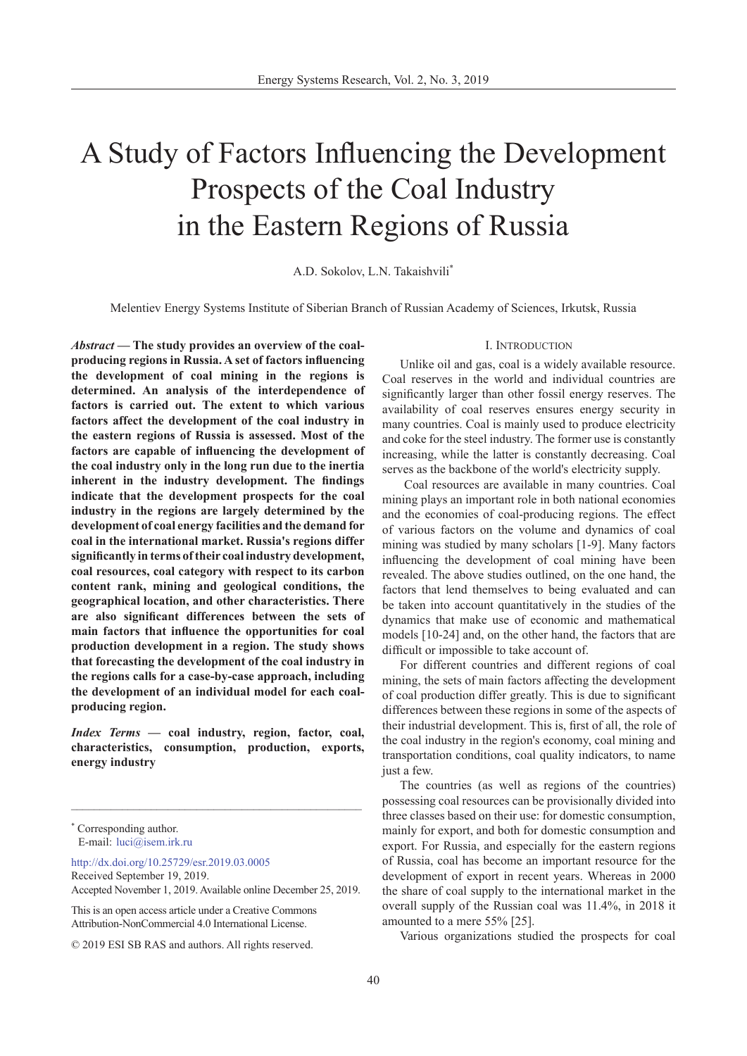# A Study of Factors Influencing the Development Prospects of the Coal Industry in the Eastern Regions of Russia

A.D. Sokolov, L.N. Takaishvili*

Melentiev Energy Systems Institute of Siberian Branch of Russian Academy of Sciences, Irkutsk, Russia

***Abstract* — The study provides an overview of the coal-producing regions in Russia. A set of factors influencing the development of coal mining in the regions is determined. An analysis of the interdependence of factors is carried out. The extent to which various factors affect the development of the coal industry in the eastern regions of Russia is assessed. Most of the factors are capable of influencing the development of the coal industry only in the long run due to the inertia inherent in the industry development. The findings indicate that the development prospects for the coal industry in the regions are largely determined by the development of coal energy facilities and the demand for coal in the international market. Russia's regions differ significantly in terms of their coal industry development, coal resources, coal category with respect to its carbon content rank, mining and geological conditions, the geographical location, and other characteristics. There are also significant differences between the sets of main factors that influence the opportunities for coal production development in a region. The study shows that forecasting the development of the coal industry in the regions calls for a case-by-case approach, including the development of an individual model for each coal-producing region.**

***Index Terms* — coal industry, region, factor, coal, characteristics, consumption, production, exports, energy industry**

---

* Corresponding author.
E-mail: luci@isem.irk.ru

http://dx.doi.org/10.25729/esr.2019.03.0005
Received September 19, 2019.
Accepted November 1, 2019. Available online December 25, 2019.

This is an open access article under a Creative Commons Attribution-NonCommercial 4.0 International License.

© 2019 ESI SB RAS and authors. All rights reserved.

## I. Introduction

Unlike oil and gas, coal is a widely available resource. Coal reserves in the world and individual countries are significantly larger than other fossil energy reserves. The availability of coal reserves ensures energy security in many countries. Coal is mainly used to produce electricity and coke for the steel industry. The former use is constantly increasing, while the latter is constantly decreasing. Coal serves as the backbone of the world's electricity supply.

Coal resources are available in many countries. Coal mining plays an important role in both national economies and the economies of coal-producing regions. The effect of various factors on the volume and dynamics of coal mining was studied by many scholars [1-9]. Many factors influencing the development of coal mining have been revealed. The above studies outlined, on the one hand, the factors that lend themselves to being evaluated and can be taken into account quantitatively in the studies of the dynamics that make use of economic and mathematical models [10-24] and, on the other hand, the factors that are difficult or impossible to take account of.

For different countries and different regions of coal mining, the sets of main factors affecting the development of coal production differ greatly. This is due to significant differences between these regions in some of the aspects of their industrial development. This is, first of all, the role of the coal industry in the region's economy, coal mining and transportation conditions, coal quality indicators, to name just a few.

The countries (as well as regions of the countries) possessing coal resources can be provisionally divided into three classes based on their use: for domestic consumption, mainly for export, and both for domestic consumption and export. For Russia, and especially for the eastern regions of Russia, coal has become an important resource for the development of export in recent years. Whereas in 2000 the share of coal supply to the international market in the overall supply of the Russian coal was 11.4%, in 2018 it amounted to a mere 55% [25].

Various organizations studied the prospects for coal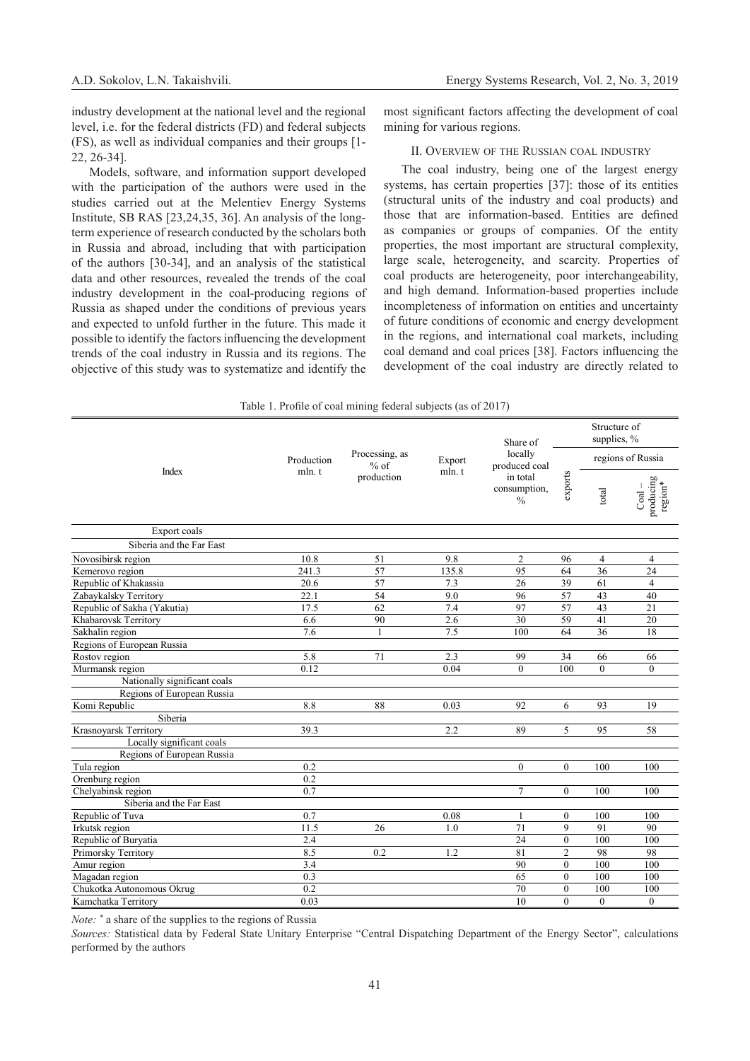industry development at the national level and the regional level, i.e. for the federal districts (FD) and federal subjects (FS), as well as individual companies and their groups [1-22, 26-34].

Models, software, and information support developed with the participation of the authors were used in the studies carried out at the Melentiev Energy Systems Institute, SB RAS [23,24,35, 36]. An analysis of the long-term experience of research conducted by the scholars both in Russia and abroad, including that with participation of the authors [30-34], and an analysis of the statistical data and other resources, revealed the trends of the coal industry development in the coal-producing regions of Russia as shaped under the conditions of previous years and expected to unfold further in the future. This made it possible to identify the factors influencing the development trends of the coal industry in Russia and its regions. The objective of this study was to systematize and identify the most significant factors affecting the development of coal mining for various regions.

## II. Overview of the Russian coal industry

The coal industry, being one of the largest energy systems, has certain properties [37]: those of its entities (structural units of the industry and coal products) and those that are information-based. Entities are defined as companies or groups of companies. Of the entity properties, the most important are structural complexity, large scale, heterogeneity, and scarcity. Properties of coal products are heterogeneity, poor interchangeability, and high demand. Information-based properties include incompleteness of information on entities and uncertainty of future conditions of economic and energy development in the regions, and international coal markets, including coal demand and coal prices [38]. Factors influencing the development of the coal industry are directly related to

Table 1. Profile of coal mining federal subjects (as of 2017)

| Index | Production mln. t | Processing, as % of production | Export mln. t | Share of locally produced coal in total consumption, % | Structure of supplies, % | | |
|---|---|---|---|---|---|---|---|
| | | | | | exports | regions of Russia | |
| | | | | | | total | Coal – producing region* |
| Export coals | | | | | | | |
| Siberia and the Far East | | | | | | | |
| Novosibirsk region | 10.8 | 51 | 9.8 | 2 | 96 | 4 | 4 |
| Kemerovo region | 241.3 | 57 | 135.8 | 95 | 64 | 36 | 24 |
| Republic of Khakassia | 20.6 | 57 | 7.3 | 26 | 39 | 61 | 4 |
| Zabaykalsky Territory | 22.1 | 54 | 9.0 | 96 | 57 | 43 | 40 |
| Republic of Sakha (Yakutia) | 17.5 | 62 | 7.4 | 97 | 57 | 43 | 21 |
| Khabarovsk Territory | 6.6 | 90 | 2.6 | 30 | 59 | 41 | 20 |
| Sakhalin region | 7.6 | 1 | 7.5 | 100 | 64 | 36 | 18 |
| Regions of European Russia | | | | | | | |
| Rostov region | 5.8 | 71 | 2.3 | 99 | 34 | 66 | 66 |
| Murmansk region | 0.12 | | 0.04 | 0 | 100 | 0 | 0 |
| Nationally significant coals | | | | | | | |
| Regions of European Russia | | | | | | | |
| Komi Republic | 8.8 | 88 | 0.03 | 92 | 6 | 93 | 19 |
| Siberia | | | | | | | |
| Krasnoyarsk Territory | 39.3 | | 2.2 | 89 | 5 | 95 | 58 |
| Locally significant coals | | | | | | | |
| Regions of European Russia | | | | | | | |
| Tula region | 0.2 | | | 0 | 0 | 100 | 100 |
| Orenburg region | 0.2 | | | | | | |
| Chelyabinsk region | 0.7 | | | 7 | 0 | 100 | 100 |
| Siberia and the Far East | | | | | | | |
| Republic of Tuva | 0.7 | | 0.08 | 1 | 0 | 100 | 100 |
| Irkutsk region | 11.5 | 26 | 1.0 | 71 | 9 | 91 | 90 |
| Republic of Buryatia | 2.4 | | | 24 | 0 | 100 | 100 |
| Primorsky Territory | 8.5 | 0.2 | 1.2 | 81 | 2 | 98 | 98 |
| Amur region | 3.4 | | | 90 | 0 | 100 | 100 |
| Magadan region | 0.3 | | | 65 | 0 | 100 | 100 |
| Chukotka Autonomous Okrug | 0.2 | | | 70 | 0 | 100 | 100 |
| Kamchatka Territory | 0.03 | | | 10 | 0 | 0 | 0 |

*Note:* * a share of the supplies to the regions of Russia

*Sources:* Statistical data by Federal State Unitary Enterprise "Central Dispatching Department of the Energy Sector", calculations performed by the authors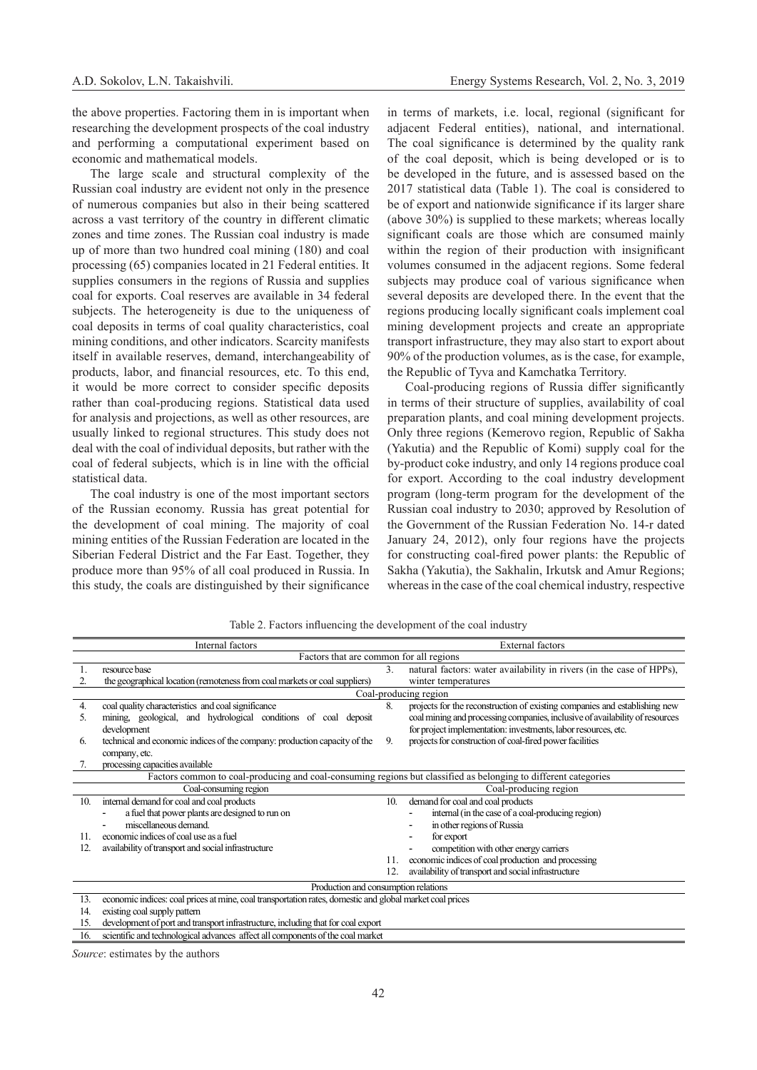the above properties. Factoring them in is important when researching the development prospects of the coal industry and performing a computational experiment based on economic and mathematical models.

The large scale and structural complexity of the Russian coal industry are evident not only in the presence of numerous companies but also in their being scattered across a vast territory of the country in different climatic zones and time zones. The Russian coal industry is made up of more than two hundred coal mining (180) and coal processing (65) companies located in 21 Federal entities. It supplies consumers in the regions of Russia and supplies coal for exports. Coal reserves are available in 34 federal subjects. The heterogeneity is due to the uniqueness of coal deposits in terms of coal quality characteristics, coal mining conditions, and other indicators. Scarcity manifests itself in available reserves, demand, interchangeability of products, labor, and financial resources, etc. To this end, it would be more correct to consider specific deposits rather than coal-producing regions. Statistical data used for analysis and projections, as well as other resources, are usually linked to regional structures. This study does not deal with the coal of individual deposits, but rather with the coal of federal subjects, which is in line with the official statistical data.

The coal industry is one of the most important sectors of the Russian economy. Russia has great potential for the development of coal mining. The majority of coal mining entities of the Russian Federation are located in the Siberian Federal District and the Far East. Together, they produce more than 95% of all coal produced in Russia. In this study, the coals are distinguished by their significance in terms of markets, i.e. local, regional (significant for adjacent Federal entities), national, and international. The coal significance is determined by the quality rank of the coal deposit, which is being developed or is to be developed in the future, and is assessed based on the 2017 statistical data (Table 1). The coal is considered to be of export and nationwide significance if its larger share (above 30%) is supplied to these markets; whereas locally significant coals are those which are consumed mainly within the region of their production with insignificant volumes consumed in the adjacent regions. Some federal subjects may produce coal of various significance when several deposits are developed there. In the event that the regions producing locally significant coals implement coal mining development projects and create an appropriate transport infrastructure, they may also start to export about 90% of the production volumes, as is the case, for example, the Republic of Tyva and Kamchatka Territory.

Coal-producing regions of Russia differ significantly in terms of their structure of supplies, availability of coal preparation plants, and coal mining development projects. Only three regions (Kemerovo region, Republic of Sakha (Yakutia) and the Republic of Komi) supply coal for the by-product coke industry, and only 14 regions produce coal for export. According to the coal industry development program (long-term program for the development of the Russian coal industry to 2030; approved by Resolution of the Government of the Russian Federation No. 14-r dated January 24, 2012), only four regions have the projects for constructing coal-fired power plants: the Republic of Sakha (Yakutia), the Sakhalin, Irkutsk and Amur Regions; whereas in the case of the coal chemical industry, respective

Table 2. Factors influencing the development of the coal industry

| | Internal factors | | External factors |
|---|---|---|---|
| | **Factors that are common for all regions** | | |
| 1. | resource base | 3. | natural factors: water availability in rivers (in the case of HPPs), winter temperatures |
| 2. | the geographical location (remoteness from coal markets or coal suppliers) | | |
| | **Coal-producing region** | | |
| 4. | coal quality characteristics and coal significance | 8. | projects for the reconstruction of existing companies and establishing new coal mining and processing companies, inclusive of availability of resources for project implementation: investments, labor resources, etc. |
| 5. | mining, geological, and hydrological conditions of coal deposit development | | |
| 6. | technical and economic indices of the company: production capacity of the company, etc. | 9. | projects for construction of coal-fired power facilities |
| 7. | processing capacities available | | |
| | **Factors common to coal-producing and coal-consuming regions but classified as belonging to different categories** | | |
| | Coal-consuming region | | Coal-producing region |
| 10. | internal demand for coal and coal products<br>- a fuel that power plants are designed to run on<br>- miscellaneous demand. | 10. | demand for coal and coal products<br>- internal (in the case of a coal-producing region)<br>- in other regions of Russia<br>- for export<br>- competition with other energy carriers |
| 11. | economic indices of coal use as a fuel | 11. | economic indices of coal production and processing |
| 12. | availability of transport and social infrastructure | 12. | availability of transport and social infrastructure |
| | **Production and consumption relations** | | |
| 13. | economic indices: coal prices at mine, coal transportation rates, domestic and global market coal prices | | |
| 14. | existing coal supply pattern | | |
| 15. | development of port and transport infrastructure, including that for coal export | | |
| 16. | scientific and technological advances affect all components of the coal market | | |

*Source*: estimates by the authors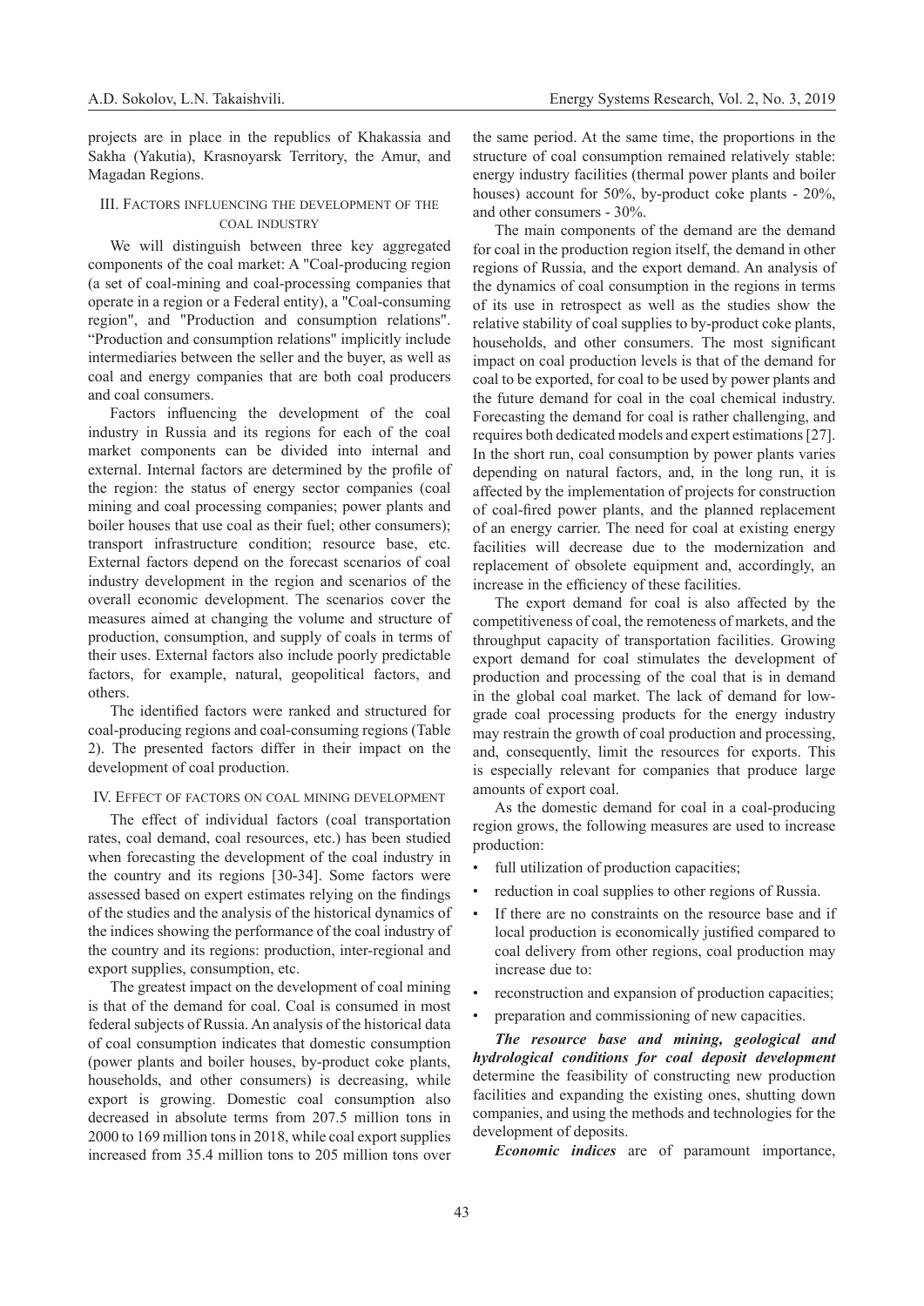projects are in place in the republics of Khakassia and Sakha (Yakutia), Krasnoyarsk Territory, the Amur, and Magadan Regions.

## III. Factors influencing the development of the coal industry

We will distinguish between three key aggregated components of the coal market: A "Coal-producing region (a set of coal-mining and coal-processing companies that operate in a region or a Federal entity), a "Coal-consuming region", and "Production and consumption relations". "Production and consumption relations" implicitly include intermediaries between the seller and the buyer, as well as coal and energy companies that are both coal producers and coal consumers.

Factors influencing the development of the coal industry in Russia and its regions for each of the coal market components can be divided into internal and external. Internal factors are determined by the profile of the region: the status of energy sector companies (coal mining and coal processing companies; power plants and boiler houses that use coal as their fuel; other consumers); transport infrastructure condition; resource base, etc. External factors depend on the forecast scenarios of coal industry development in the region and scenarios of the overall economic development. The scenarios cover the measures aimed at changing the volume and structure of production, consumption, and supply of coals in terms of their uses. External factors also include poorly predictable factors, for example, natural, geopolitical factors, and others.

The identified factors were ranked and structured for coal-producing regions and coal-consuming regions (Table 2). The presented factors differ in their impact on the development of coal production.

## IV. Effect of factors on coal mining development

The effect of individual factors (coal transportation rates, coal demand, coal resources, etc.) has been studied when forecasting the development of the coal industry in the country and its regions [30-34]. Some factors were assessed based on expert estimates relying on the findings of the studies and the analysis of the historical dynamics of the indices showing the performance of the coal industry of the country and its regions: production, inter-regional and export supplies, consumption, etc.

The greatest impact on the development of coal mining is that of the demand for coal. Coal is consumed in most federal subjects of Russia. An analysis of the historical data of coal consumption indicates that domestic consumption (power plants and boiler houses, by-product coke plants, households, and other consumers) is decreasing, while export is growing. Domestic coal consumption also decreased in absolute terms from 207.5 million tons in 2000 to 169 million tons in 2018, while coal export supplies increased from 35.4 million tons to 205 million tons over the same period. At the same time, the proportions in the structure of coal consumption remained relatively stable: energy industry facilities (thermal power plants and boiler houses) account for 50%, by-product coke plants - 20%, and other consumers - 30%.

The main components of the demand are the demand for coal in the production region itself, the demand in other regions of Russia, and the export demand. An analysis of the dynamics of coal consumption in the regions in terms of its use in retrospect as well as the studies show the relative stability of coal supplies to by-product coke plants, households, and other consumers. The most significant impact on coal production levels is that of the demand for coal to be exported, for coal to be used by power plants and the future demand for coal in the coal chemical industry. Forecasting the demand for coal is rather challenging, and requires both dedicated models and expert estimations [27]. In the short run, coal consumption by power plants varies depending on natural factors, and, in the long run, it is affected by the implementation of projects for construction of coal-fired power plants, and the planned replacement of an energy carrier. The need for coal at existing energy facilities will decrease due to the modernization and replacement of obsolete equipment and, accordingly, an increase in the efficiency of these facilities.

The export demand for coal is also affected by the competitiveness of coal, the remoteness of markets, and the throughput capacity of transportation facilities. Growing export demand for coal stimulates the development of production and processing of the coal that is in demand in the global coal market. The lack of demand for low-grade coal processing products for the energy industry may restrain the growth of coal production and processing, and, consequently, limit the resources for exports. This is especially relevant for companies that produce large amounts of export coal.

As the domestic demand for coal in a coal-producing region grows, the following measures are used to increase production:

- full utilization of production capacities;
- reduction in coal supplies to other regions of Russia.
- If there are no constraints on the resource base and if local production is economically justified compared to coal delivery from other regions, coal production may increase due to:
- reconstruction and expansion of production capacities;
- preparation and commissioning of new capacities.

***The resource base and mining, geological and hydrological conditions for coal deposit development*** determine the feasibility of constructing new production facilities and expanding the existing ones, shutting down companies, and using the methods and technologies for the development of deposits.

***Economic indices*** are of paramount importance,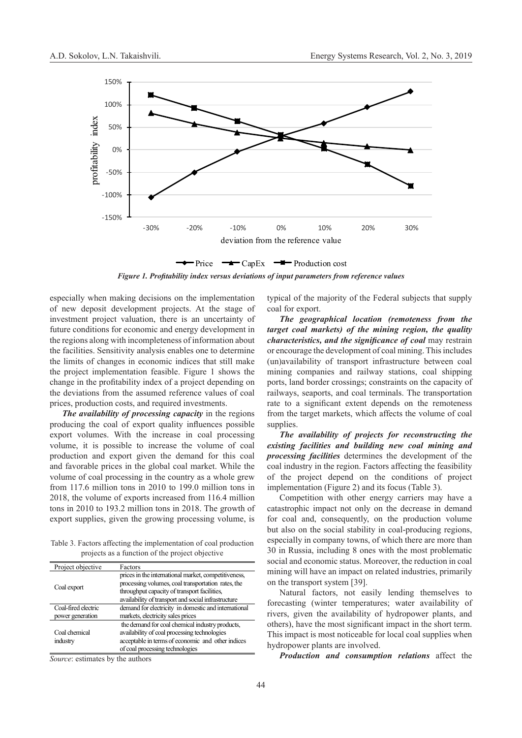Figure 1. Profitability index versus deviations of input parameters from reference values

especially when making decisions on the implementation of new deposit development projects. At the stage of investment project valuation, there is an uncertainty of future conditions for economic and energy development in the regions along with incompleteness of information about the facilities. Sensitivity analysis enables one to determine the limits of changes in economic indices that still make the project implementation feasible. Figure 1 shows the change in the profitability index of a project depending on the deviations from the assumed reference values of coal prices, production costs, and required investments.

***The availability of processing capacity*** in the regions producing the coal of export quality influences possible export volumes. With the increase in coal processing volume, it is possible to increase the volume of coal production and export given the demand for this coal and favorable prices in the global coal market. While the volume of coal processing in the country as a whole grew from 117.6 million tons in 2010 to 199.0 million tons in 2018, the volume of exports increased from 116.4 million tons in 2010 to 193.2 million tons in 2018. The growth of export supplies, given the growing processing volume, is typical of the majority of the Federal subjects that supply coal for export.

Table 3. Factors affecting the implementation of coal production projects as a function of the project objective

| Project objective | Factors |
|---|---|
| Coal export | prices in the international market, competitiveness, processing volumes, coal transportation rates, the throughput capacity of transport facilities, availability of transport and social infrastructure |
| Coal-fired electric power generation | demand for electricity in domestic and international markets, electricity sales prices |
| Coal chemical industry | the demand for coal chemical industry products, availability of coal processing technologies acceptable in terms of economic and other indices of coal processing technologies |

*Source*: estimates by the authors

***The geographical location (remoteness from the target coal markets) of the mining region, the quality characteristics, and the significance of coal*** may restrain or encourage the development of coal mining. This includes (un)availability of transport infrastructure between coal mining companies and railway stations, coal shipping ports, land border crossings; constraints on the capacity of railways, seaports, and coal terminals. The transportation rate to a significant extent depends on the remoteness from the target markets, which affects the volume of coal supplies.

***The availability of projects for reconstructing the existing facilities and building new coal mining and processing facilities*** determines the development of the coal industry in the region. Factors affecting the feasibility of the project depend on the conditions of project implementation (Figure 2) and its focus (Table 3).

Competition with other energy carriers may have a catastrophic impact not only on the decrease in demand for coal and, consequently, on the production volume but also on the social stability in coal-producing regions, especially in company towns, of which there are more than 30 in Russia, including 8 ones with the most problematic social and economic status. Moreover, the reduction in coal mining will have an impact on related industries, primarily on the transport system [39].

Natural factors, not easily lending themselves to forecasting (winter temperatures; water availability of rivers, given the availability of hydropower plants, and others), have the most significant impact in the short term. This impact is most noticeable for local coal supplies when hydropower plants are involved.

***Production and consumption relations*** affect the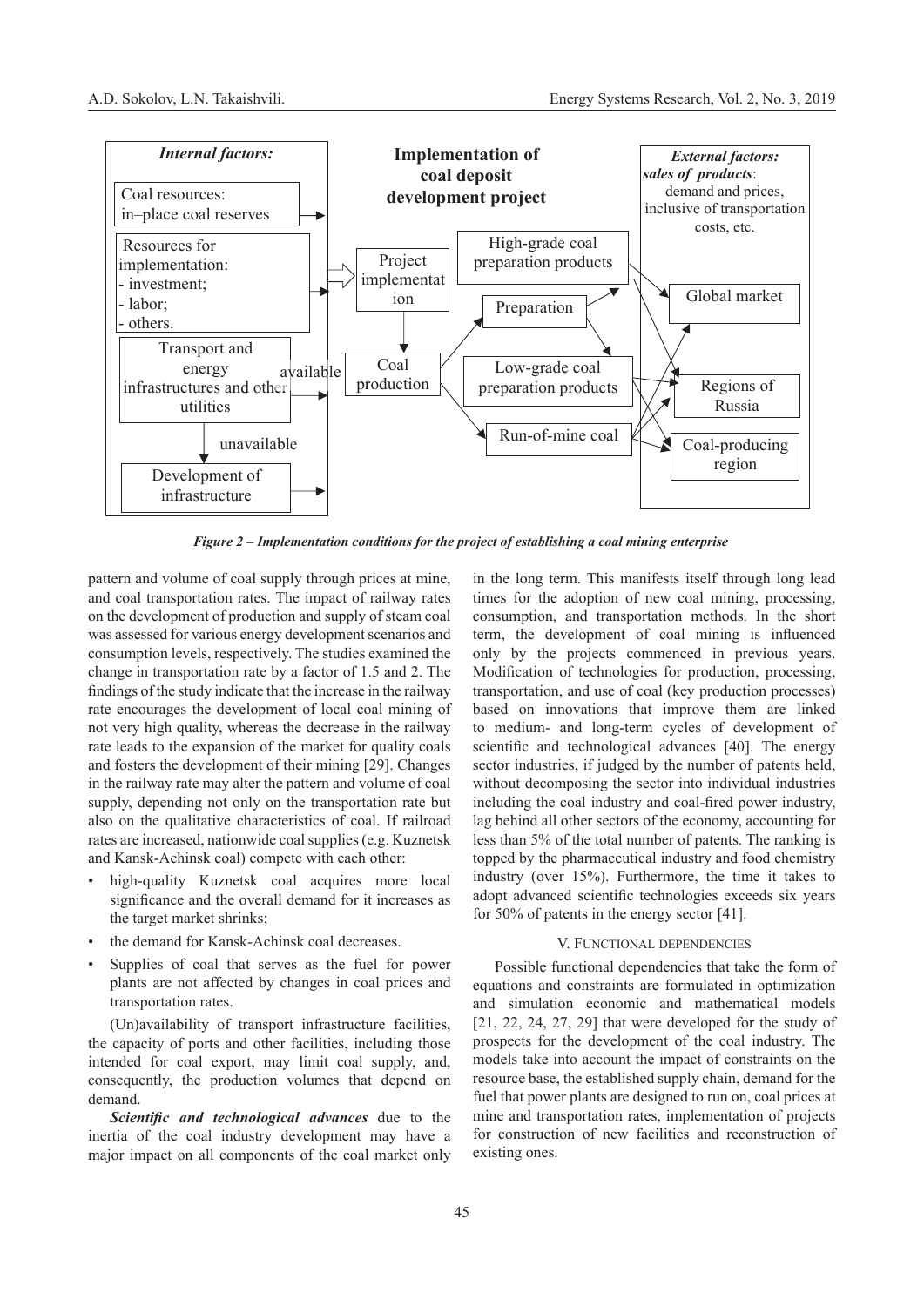**Internal factors:**

Coal resources: in–place coal reserves

Resources for implementation:
- investment;
- labor;
- others.

Transport and energy infrastructures and other utilities — available / unavailable

Development of infrastructure

**Implementation of coal deposit development project**

Project implementation → Coal production → Preparation / Run-of-mine coal

High-grade coal preparation products

Low-grade coal preparation products

***External factors: sales of products***: demand and prices, inclusive of transportation costs, etc.

Global market

Regions of Russia

Coal-producing region

***Figure 2 – Implementation conditions for the project of establishing a coal mining enterprise***

pattern and volume of coal supply through prices at mine, and coal transportation rates. The impact of railway rates on the development of production and supply of steam coal was assessed for various energy development scenarios and consumption levels, respectively. The studies examined the change in transportation rate by a factor of 1.5 and 2. The findings of the study indicate that the increase in the railway rate encourages the development of local coal mining of not very high quality, whereas the decrease in the railway rate leads to the expansion of the market for quality coals and fosters the development of their mining [29]. Changes in the railway rate may alter the pattern and volume of coal supply, depending not only on the transportation rate but also on the qualitative characteristics of coal. If railroad rates are increased, nationwide coal supplies (e.g. Kuznetsk and Kansk-Achinsk coal) compete with each other:

- high-quality Kuznetsk coal acquires more local significance and the overall demand for it increases as the target market shrinks;
- the demand for Kansk-Achinsk coal decreases.
- Supplies of coal that serves as the fuel for power plants are not affected by changes in coal prices and transportation rates.

(Un)availability of transport infrastructure facilities, the capacity of ports and other facilities, including those intended for coal export, may limit coal supply, and, consequently, the production volumes that depend on demand.

***Scientific and technological advances*** due to the inertia of the coal industry development may have a major impact on all components of the coal market only in the long term. This manifests itself through long lead times for the adoption of new coal mining, processing, consumption, and transportation methods. In the short term, the development of coal mining is influenced only by the projects commenced in previous years. Modification of technologies for production, processing, transportation, and use of coal (key production processes) based on innovations that improve them are linked to medium- and long-term cycles of development of scientific and technological advances [40]. The energy sector industries, if judged by the number of patents held, without decomposing the sector into individual industries including the coal industry and coal-fired power industry, lag behind all other sectors of the economy, accounting for less than 5% of the total number of patents. The ranking is topped by the pharmaceutical industry and food chemistry industry (over 15%). Furthermore, the time it takes to adopt advanced scientific technologies exceeds six years for 50% of patents in the energy sector [41].

## V. Functional dependencies

Possible functional dependencies that take the form of equations and constraints are formulated in optimization and simulation economic and mathematical models [21, 22, 24, 27, 29] that were developed for the study of prospects for the development of the coal industry. The models take into account the impact of constraints on the resource base, the established supply chain, demand for the fuel that power plants are designed to run on, coal prices at mine and transportation rates, implementation of projects for construction of new facilities and reconstruction of existing ones.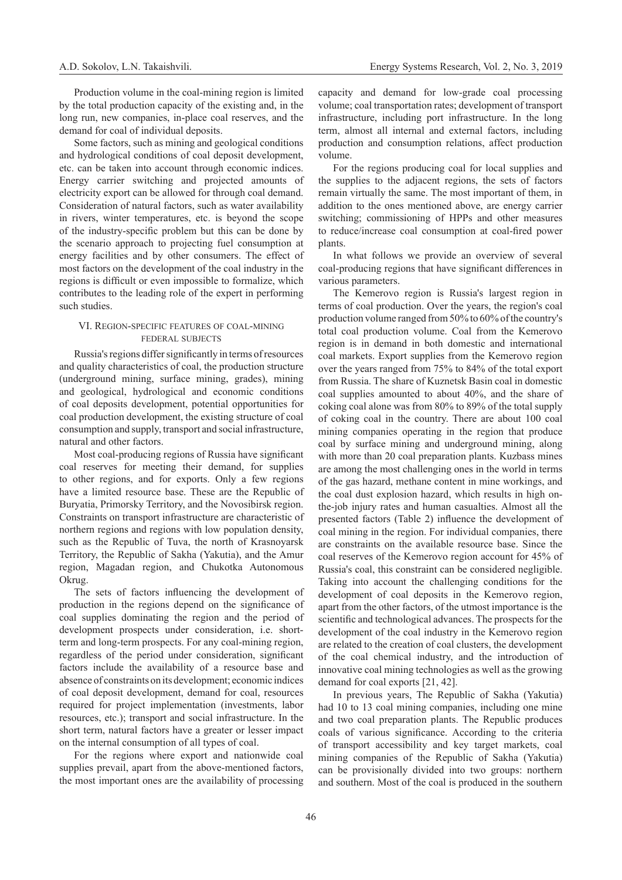Production volume in the coal-mining region is limited by the total production capacity of the existing and, in the long run, new companies, in-place coal reserves, and the demand for coal of individual deposits.

Some factors, such as mining and geological conditions and hydrological conditions of coal deposit development, etc. can be taken into account through economic indices. Energy carrier switching and projected amounts of electricity export can be allowed for through coal demand. Consideration of natural factors, such as water availability in rivers, winter temperatures, etc. is beyond the scope of the industry-specific problem but this can be done by the scenario approach to projecting fuel consumption at energy facilities and by other consumers. The effect of most factors on the development of the coal industry in the regions is difficult or even impossible to formalize, which contributes to the leading role of the expert in performing such studies.

## VI. Region-specific features of coal-mining federal subjects

Russia's regions differ significantly in terms of resources and quality characteristics of coal, the production structure (underground mining, surface mining, grades), mining and geological, hydrological and economic conditions of coal deposits development, potential opportunities for coal production development, the existing structure of coal consumption and supply, transport and social infrastructure, natural and other factors.

Most coal-producing regions of Russia have significant coal reserves for meeting their demand, for supplies to other regions, and for exports. Only a few regions have a limited resource base. These are the Republic of Buryatia, Primorsky Territory, and the Novosibirsk region. Constraints on transport infrastructure are characteristic of northern regions and regions with low population density, such as the Republic of Tuva, the north of Krasnoyarsk Territory, the Republic of Sakha (Yakutia), and the Amur region, Magadan region, and Chukotka Autonomous Okrug.

The sets of factors influencing the development of production in the regions depend on the significance of coal supplies dominating the region and the period of development prospects under consideration, i.e. short-term and long-term prospects. For any coal-mining region, regardless of the period under consideration, significant factors include the availability of a resource base and absence of constraints on its development; economic indices of coal deposit development, demand for coal, resources required for project implementation (investments, labor resources, etc.); transport and social infrastructure. In the short term, natural factors have a greater or lesser impact on the internal consumption of all types of coal.

For the regions where export and nationwide coal supplies prevail, apart from the above-mentioned factors, the most important ones are the availability of processing capacity and demand for low-grade coal processing volume; coal transportation rates; development of transport infrastructure, including port infrastructure. In the long term, almost all internal and external factors, including production and consumption relations, affect production volume.

For the regions producing coal for local supplies and the supplies to the adjacent regions, the sets of factors remain virtually the same. The most important of them, in addition to the ones mentioned above, are energy carrier switching; commissioning of HPPs and other measures to reduce/increase coal consumption at coal-fired power plants.

In what follows we provide an overview of several coal-producing regions that have significant differences in various parameters.

The Kemerovo region is Russia's largest region in terms of coal production. Over the years, the region's coal production volume ranged from 50% to 60% of the country's total coal production volume. Coal from the Kemerovo region is in demand in both domestic and international coal markets. Export supplies from the Kemerovo region over the years ranged from 75% to 84% of the total export from Russia. The share of Kuznetsk Basin coal in domestic coal supplies amounted to about 40%, and the share of coking coal alone was from 80% to 89% of the total supply of coking coal in the country. There are about 100 coal mining companies operating in the region that produce coal by surface mining and underground mining, along with more than 20 coal preparation plants. Kuzbass mines are among the most challenging ones in the world in terms of the gas hazard, methane content in mine workings, and the coal dust explosion hazard, which results in high on-the-job injury rates and human casualties. Almost all the presented factors (Table 2) influence the development of coal mining in the region. For individual companies, there are constraints on the available resource base. Since the coal reserves of the Kemerovo region account for 45% of Russia's coal, this constraint can be considered negligible. Taking into account the challenging conditions for the development of coal deposits in the Kemerovo region, apart from the other factors, of the utmost importance is the scientific and technological advances. The prospects for the development of the coal industry in the Kemerovo region are related to the creation of coal clusters, the development of the coal chemical industry, and the introduction of innovative coal mining technologies as well as the growing demand for coal exports [21, 42].

In previous years, The Republic of Sakha (Yakutia) had 10 to 13 coal mining companies, including one mine and two coal preparation plants. The Republic produces coals of various significance. According to the criteria of transport accessibility and key target markets, coal mining companies of the Republic of Sakha (Yakutia) can be provisionally divided into two groups: northern and southern. Most of the coal is produced in the southern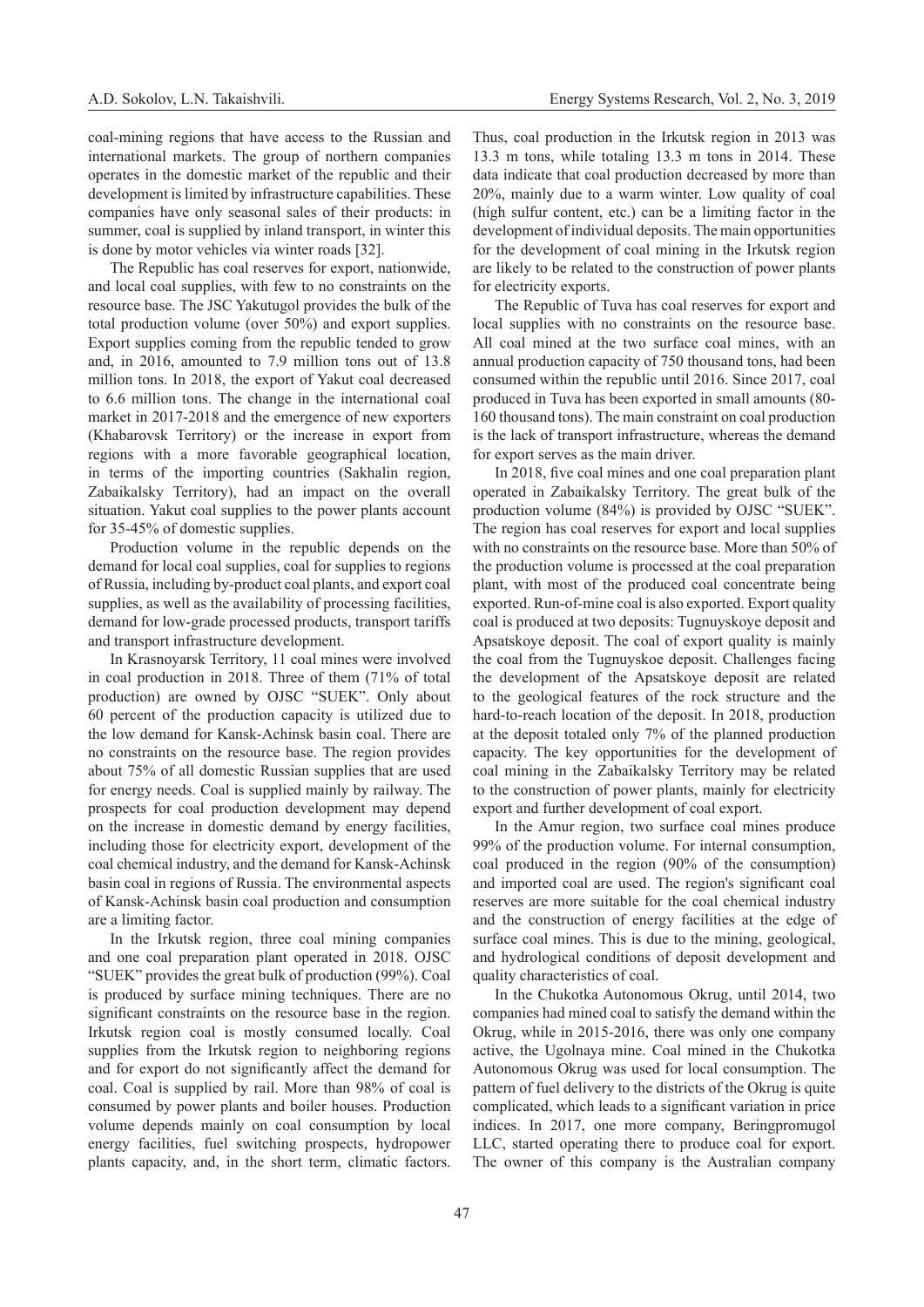coal-mining regions that have access to the Russian and international markets. The group of northern companies operates in the domestic market of the republic and their development is limited by infrastructure capabilities. These companies have only seasonal sales of their products: in summer, coal is supplied by inland transport, in winter this is done by motor vehicles via winter roads [32].

The Republic has coal reserves for export, nationwide, and local coal supplies, with few to no constraints on the resource base. The JSC Yakutugol provides the bulk of the total production volume (over 50%) and export supplies. Export supplies coming from the republic tended to grow and, in 2016, amounted to 7.9 million tons out of 13.8 million tons. In 2018, the export of Yakut coal decreased to 6.6 million tons. The change in the international coal market in 2017-2018 and the emergence of new exporters (Khabarovsk Territory) or the increase in export from regions with a more favorable geographical location, in terms of the importing countries (Sakhalin region, Zabaikalsky Territory), had an impact on the overall situation. Yakut coal supplies to the power plants account for 35-45% of domestic supplies.

Production volume in the republic depends on the demand for local coal supplies, coal for supplies to regions of Russia, including by-product coal plants, and export coal supplies, as well as the availability of processing facilities, demand for low-grade processed products, transport tariffs and transport infrastructure development.

In Krasnoyarsk Territory, 11 coal mines were involved in coal production in 2018. Three of them (71% of total production) are owned by OJSC "SUEK". Only about 60 percent of the production capacity is utilized due to the low demand for Kansk-Achinsk basin coal. There are no constraints on the resource base. The region provides about 75% of all domestic Russian supplies that are used for energy needs. Coal is supplied mainly by railway. The prospects for coal production development may depend on the increase in domestic demand by energy facilities, including those for electricity export, development of the coal chemical industry, and the demand for Kansk-Achinsk basin coal in regions of Russia. The environmental aspects of Kansk-Achinsk basin coal production and consumption are a limiting factor.

In the Irkutsk region, three coal mining companies and one coal preparation plant operated in 2018. OJSC "SUEK" provides the great bulk of production (99%). Coal is produced by surface mining techniques. There are no significant constraints on the resource base in the region. Irkutsk region coal is mostly consumed locally. Coal supplies from the Irkutsk region to neighboring regions and for export do not significantly affect the demand for coal. Coal is supplied by rail. More than 98% of coal is consumed by power plants and boiler houses. Production volume depends mainly on coal consumption by local energy facilities, fuel switching prospects, hydropower plants capacity, and, in the short term, climatic factors. Thus, coal production in the Irkutsk region in 2013 was 13.3 m tons, while totaling 13.3 m tons in 2014. These data indicate that coal production decreased by more than 20%, mainly due to a warm winter. Low quality of coal (high sulfur content, etc.) can be a limiting factor in the development of individual deposits. The main opportunities for the development of coal mining in the Irkutsk region are likely to be related to the construction of power plants for electricity exports.

The Republic of Tuva has coal reserves for export and local supplies with no constraints on the resource base. All coal mined at the two surface coal mines, with an annual production capacity of 750 thousand tons, had been consumed within the republic until 2016. Since 2017, coal produced in Tuva has been exported in small amounts (80-160 thousand tons). The main constraint on coal production is the lack of transport infrastructure, whereas the demand for export serves as the main driver.

In 2018, five coal mines and one coal preparation plant operated in Zabaikalsky Territory. The great bulk of the production volume (84%) is provided by OJSC "SUEK". The region has coal reserves for export and local supplies with no constraints on the resource base. More than 50% of the production volume is processed at the coal preparation plant, with most of the produced coal concentrate being exported. Run-of-mine coal is also exported. Export quality coal is produced at two deposits: Tugnuyskoye deposit and Apsatskoye deposit. The coal of export quality is mainly the coal from the Tugnuyskoe deposit. Challenges facing the development of the Apsatskoye deposit are related to the geological features of the rock structure and the hard-to-reach location of the deposit. In 2018, production at the deposit totaled only 7% of the planned production capacity. The key opportunities for the development of coal mining in the Zabaikalsky Territory may be related to the construction of power plants, mainly for electricity export and further development of coal export.

In the Amur region, two surface coal mines produce 99% of the production volume. For internal consumption, coal produced in the region (90% of the consumption) and imported coal are used. The region's significant coal reserves are more suitable for the coal chemical industry and the construction of energy facilities at the edge of surface coal mines. This is due to the mining, geological, and hydrological conditions of deposit development and quality characteristics of coal.

In the Chukotka Autonomous Okrug, until 2014, two companies had mined coal to satisfy the demand within the Okrug, while in 2015-2016, there was only one company active, the Ugolnaya mine. Coal mined in the Chukotka Autonomous Okrug was used for local consumption. The pattern of fuel delivery to the districts of the Okrug is quite complicated, which leads to a significant variation in price indices. In 2017, one more company, Beringpromugol LLC, started operating there to produce coal for export. The owner of this company is the Australian company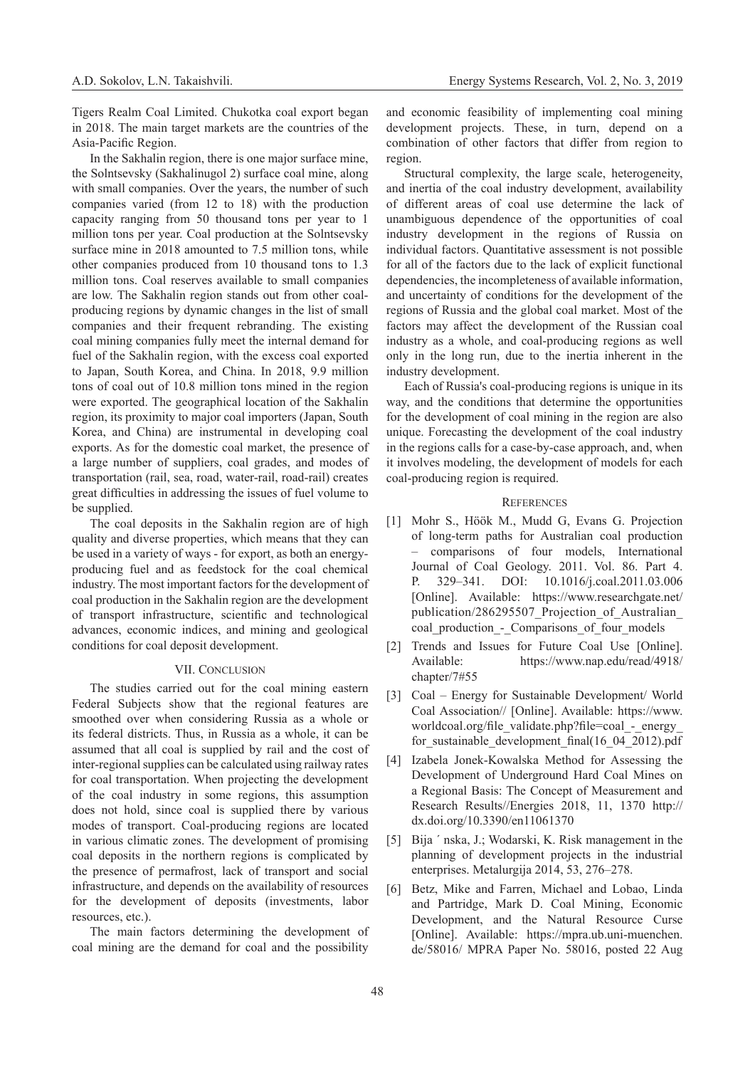Tigers Realm Coal Limited. Chukotka coal export began in 2018. The main target markets are the countries of the Asia-Pacific Region.

In the Sakhalin region, there is one major surface mine, the Solntsevsky (Sakhalinugol 2) surface coal mine, along with small companies. Over the years, the number of such companies varied (from 12 to 18) with the production capacity ranging from 50 thousand tons per year to 1 million tons per year. Coal production at the Solntsevsky surface mine in 2018 amounted to 7.5 million tons, while other companies produced from 10 thousand tons to 1.3 million tons. Coal reserves available to small companies are low. The Sakhalin region stands out from other coal-producing regions by dynamic changes in the list of small companies and their frequent rebranding. The existing coal mining companies fully meet the internal demand for fuel of the Sakhalin region, with the excess coal exported to Japan, South Korea, and China. In 2018, 9.9 million tons of coal out of 10.8 million tons mined in the region were exported. The geographical location of the Sakhalin region, its proximity to major coal importers (Japan, South Korea, and China) are instrumental in developing coal exports. As for the domestic coal market, the presence of a large number of suppliers, coal grades, and modes of transportation (rail, sea, road, water-rail, road-rail) creates great difficulties in addressing the issues of fuel volume to be supplied.

The coal deposits in the Sakhalin region are of high quality and diverse properties, which means that they can be used in a variety of ways - for export, as both an energy-producing fuel and as feedstock for the coal chemical industry. The most important factors for the development of coal production in the Sakhalin region are the development of transport infrastructure, scientific and technological advances, economic indices, and mining and geological conditions for coal deposit development.

## VII. Conclusion

The studies carried out for the coal mining eastern Federal Subjects show that the regional features are smoothed over when considering Russia as a whole or its federal districts. Thus, in Russia as a whole, it can be assumed that all coal is supplied by rail and the cost of inter-regional supplies can be calculated using railway rates for coal transportation. When projecting the development of the coal industry in some regions, this assumption does not hold, since coal is supplied there by various modes of transport. Coal-producing regions are located in various climatic zones. The development of promising coal deposits in the northern regions is complicated by the presence of permafrost, lack of transport and social infrastructure, and depends on the availability of resources for the development of deposits (investments, labor resources, etc.).

The main factors determining the development of coal mining are the demand for coal and the possibility and economic feasibility of implementing coal mining development projects. These, in turn, depend on a combination of other factors that differ from region to region.

Structural complexity, the large scale, heterogeneity, and inertia of the coal industry development, availability of different areas of coal use determine the lack of unambiguous dependence of the opportunities of coal industry development in the regions of Russia on individual factors. Quantitative assessment is not possible for all of the factors due to the lack of explicit functional dependencies, the incompleteness of available information, and uncertainty of conditions for the development of the regions of Russia and the global coal market. Most of the factors may affect the development of the Russian coal industry as a whole, and coal-producing regions as well only in the long run, due to the inertia inherent in the industry development.

Each of Russia's coal-producing regions is unique in its way, and the conditions that determine the opportunities for the development of coal mining in the region are also unique. Forecasting the development of the coal industry in the regions calls for a case-by-case approach, and, when it involves modeling, the development of models for each coal-producing region is required.

## References

[1] Mohr S., Höök M., Mudd G, Evans G. Projection of long-term paths for Australian coal production – comparisons of four models, International Journal of Coal Geology. 2011. Vol. 86. Part 4. P. 329–341. DOI: 10.1016/j.coal.2011.03.006 [Online]. Available: https://www.researchgate.net/publication/286295507_Projection_of_Australian_coal_production_-_Comparisons_of_four_models

[2] Trends and Issues for Future Coal Use [Online]. Available: https://www.nap.edu/read/4918/chapter/7#55

[3] Coal – Energy for Sustainable Development/ World Coal Association// [Online]. Available: https://www.worldcoal.org/file_validate.php?file=coal_-_energy_for_sustainable_development_final(16_04_2012).pdf

[4] Izabela Jonek-Kowalska Method for Assessing the Development of Underground Hard Coal Mines on a Regional Basis: The Concept of Measurement and Research Results//Energies 2018, 11, 1370 http://dx.doi.org/10.3390/en11061370

[5] Bija ´ nska, J.; Wodarski, K. Risk management in the planning of development projects in the industrial enterprises. Metalurgija 2014, 53, 276–278.

[6] Betz, Mike and Farren, Michael and Lobao, Linda and Partridge, Mark D. Coal Mining, Economic Development, and the Natural Resource Curse [Online]. Available: https://mpra.ub.uni-muenchen.de/58016/ MPRA Paper No. 58016, posted 22 Aug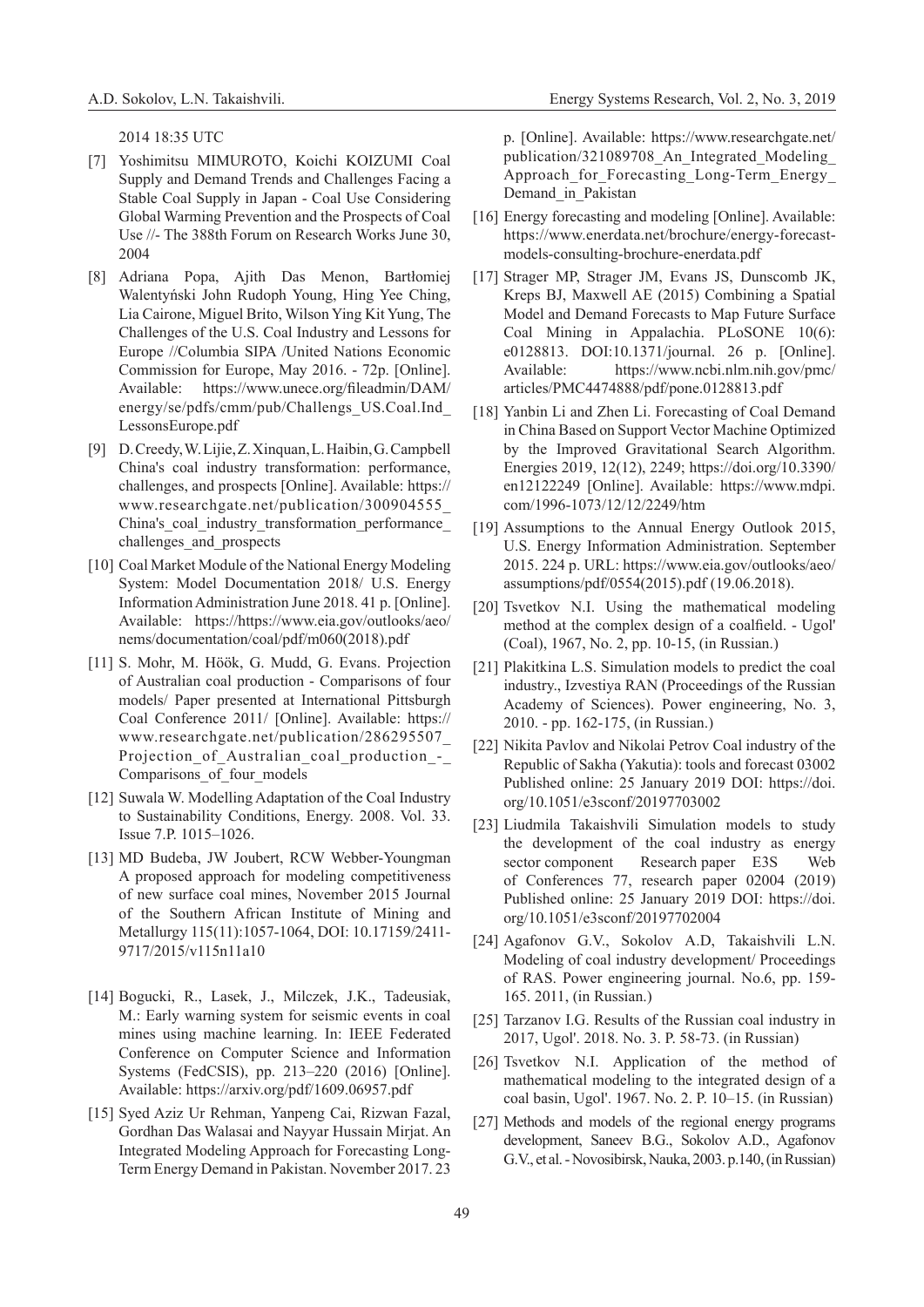2014 18:35 UTC

[7] Yoshimitsu MIMUROTO, Koichi KOIZUMI Coal Supply and Demand Trends and Challenges Facing a Stable Coal Supply in Japan - Coal Use Considering Global Warming Prevention and the Prospects of Coal Use //- The 388th Forum on Research Works June 30, 2004

[8] Adriana Popa, Ajith Das Menon, Bartłomiej Walentyński John Rudoph Young, Hing Yee Ching, Lia Cairone, Miguel Brito, Wilson Ying Kit Yung, The Challenges of the U.S. Coal Industry and Lessons for Europe //Columbia SIPA /United Nations Economic Commission for Europe, May 2016. - 72p. [Online]. Available: https://www.unece.org/fileadmin/DAM/energy/se/pdfs/cmm/pub/Challengs_US.Coal.Ind_LessonsEurope.pdf

[9] D. Creedy, W. Lijie, Z. Xinquan, L. Haibin, G. Campbell China's coal industry transformation: performance, challenges, and prospects [Online]. Available: https://www.researchgate.net/publication/300904555_China's_coal_industry_transformation_performance_challenges_and_prospects

[10] Coal Market Module of the National Energy Modeling System: Model Documentation 2018/ U.S. Energy Information Administration June 2018. 41 p. [Online]. Available: https://https://www.eia.gov/outlooks/aeo/nems/documentation/coal/pdf/m060(2018).pdf

[11] S. Mohr, M. Höök, G. Mudd, G. Evans. Projection of Australian coal production - Comparisons of four models/ Paper presented at International Pittsburgh Coal Conference 2011/ [Online]. Available: https://www.researchgate.net/publication/286295507_Projection_of_Australian_coal_production_-_Comparisons_of_four_models

[12] Suwala W. Modelling Adaptation of the Coal Industry to Sustainability Conditions, Energy. 2008. Vol. 33. Issue 7.P. 1015–1026.

[13] MD Budeba, JW Joubert, RCW Webber-Youngman A proposed approach for modeling competitiveness of new surface coal mines, November 2015 Journal of the Southern African Institute of Mining and Metallurgy 115(11):1057-1064, DOI: 10.17159/2411-9717/2015/v115n11a10

[14] Bogucki, R., Lasek, J., Milczek, J.K., Tadeusiak, M.: Early warning system for seismic events in coal mines using machine learning. In: IEEE Federated Conference on Computer Science and Information Systems (FedCSIS), pp. 213–220 (2016) [Online]. Available: https://arxiv.org/pdf/1609.06957.pdf

[15] Syed Aziz Ur Rehman, Yanpeng Cai, Rizwan Fazal, Gordhan Das Walasai and Nayyar Hussain Mirjat. An Integrated Modeling Approach for Forecasting Long-Term Energy Demand in Pakistan. November 2017. 23 p. [Online]. Available: https://www.researchgate.net/publication/321089708_An_Integrated_Modeling_Approach_for_Forecasting_Long-Term_Energy_Demand_in_Pakistan

[16] Energy forecasting and modeling [Online]. Available: https://www.enerdata.net/brochure/energy-forecast-models-consulting-brochure-enerdata.pdf

[17] Strager MP, Strager JM, Evans JS, Dunscomb JK, Kreps BJ, Maxwell AE (2015) Combining a Spatial Model and Demand Forecasts to Map Future Surface Coal Mining in Appalachia. PLoSONE 10(6): e0128813. DOI:10.1371/journal. 26 p. [Online]. Available: https://www.ncbi.nlm.nih.gov/pmc/articles/PMC4474888/pdf/pone.0128813.pdf

[18] Yanbin Li and Zhen Li. Forecasting of Coal Demand in China Based on Support Vector Machine Optimized by the Improved Gravitational Search Algorithm. Energies 2019, 12(12), 2249; https://doi.org/10.3390/en12122249 [Online]. Available: https://www.mdpi.com/1996-1073/12/12/2249/htm

[19] Assumptions to the Annual Energy Outlook 2015, U.S. Energy Information Administration. September 2015. 224 p. URL: https://www.eia.gov/outlooks/aeo/assumptions/pdf/0554(2015).pdf (19.06.2018).

[20] Tsvetkov N.I. Using the mathematical modeling method at the complex design of a coalfield. - Ugol' (Coal), 1967, No. 2, pp. 10-15, (in Russian.)

[21] Plakitkina L.S. Simulation models to predict the coal industry., Izvestiya RAN (Proceedings of the Russian Academy of Sciences). Power engineering, No. 3, 2010. - pp. 162-175, (in Russian.)

[22] Nikita Pavlov and Nikolai Petrov Coal industry of the Republic of Sakha (Yakutia): tools and forecast 03002 Published online: 25 January 2019 DOI: https://doi.org/10.1051/e3sconf/20197703002

[23] Liudmila Takaishvili Simulation models to study the development of the coal industry as energy sector component Research paper E3S Web of Conferences 77, research paper 02004 (2019) Published online: 25 January 2019 DOI: https://doi.org/10.1051/e3sconf/20197702004

[24] Agafonov G.V., Sokolov A.D, Takaishvili L.N. Modeling of coal industry development/ Proceedings of RAS. Power engineering journal. No.6, pp. 159-165. 2011, (in Russian.)

[25] Tarzanov I.G. Results of the Russian coal industry in 2017, Ugol'. 2018. No. 3. P. 58-73. (in Russian)

[26] Tsvetkov N.I. Application of the method of mathematical modeling to the integrated design of a coal basin, Ugol'. 1967. No. 2. P. 10–15. (in Russian)

[27] Methods and models of the regional energy programs development, Saneev B.G., Sokolov A.D., Agafonov G.V., et al. - Novosibirsk, Nauka, 2003. p.140, (in Russian)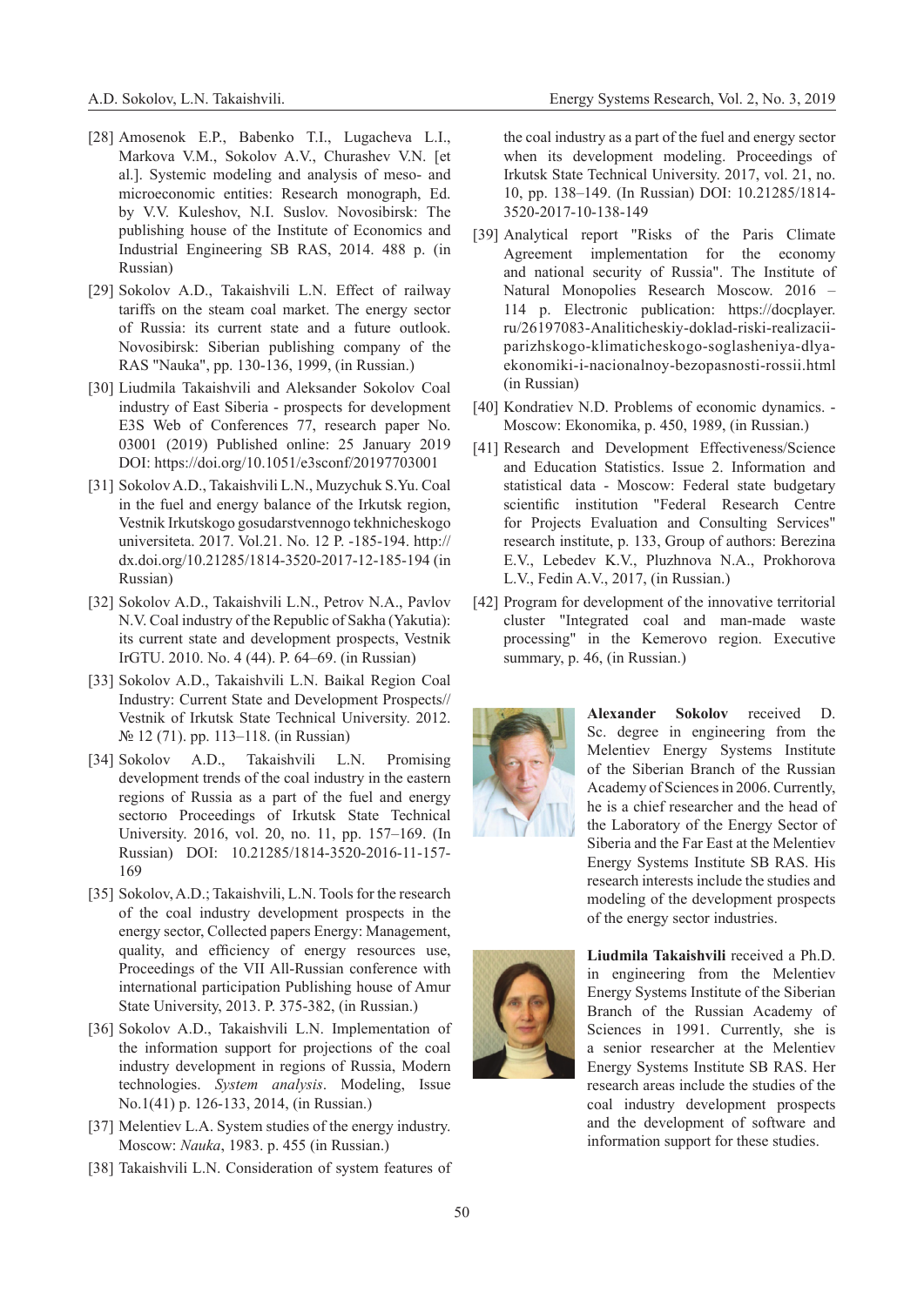[28] Amosenok E.P., Babenko T.I., Lugacheva L.I., Markova V.M., Sokolov A.V., Churashev V.N. [et al.]. Systemic modeling and analysis of meso- and microeconomic entities: Research monograph, Ed. by V.V. Kuleshov, N.I. Suslov. Novosibirsk: The publishing house of the Institute of Economics and Industrial Engineering SB RAS, 2014. 488 p. (in Russian)

[29] Sokolov A.D., Takaishvili L.N. Effect of railway tariffs on the steam coal market. The energy sector of Russia: its current state and a future outlook. Novosibirsk: Siberian publishing company of the RAS "Nauka", pp. 130-136, 1999, (in Russian.)

[30] Liudmila Takaishvili and Aleksander Sokolov Coal industry of East Siberia - prospects for development E3S Web of Conferences 77, research paper No. 03001 (2019) Published online: 25 January 2019 DOI: https://doi.org/10.1051/e3sconf/20197703001

[31] Sokolov A.D., Takaishvili L.N., Muzychuk S.Yu. Coal in the fuel and energy balance of the Irkutsk region, Vestnik Irkutskogo gosudarstvennogo tekhnicheskogo universiteta. 2017. Vol.21. No. 12 P. -185-194. http://dx.doi.org/10.21285/1814-3520-2017-12-185-194 (in Russian)

[32] Sokolov A.D., Takaishvili L.N., Petrov N.A., Pavlov N.V. Coal industry of the Republic of Sakha (Yakutia): its current state and development prospects, Vestnik IrGTU. 2010. No. 4 (44). P. 64–69. (in Russian)

[33] Sokolov A.D., Takaishvili L.N. Baikal Region Coal Industry: Current State and Development Prospects// Vestnik of Irkutsk State Technical University. 2012. № 12 (71). pp. 113–118. (in Russian)

[34] Sokolov A.D., Takaishvili L.N. Promising development trends of the coal industry in the eastern regions of Russia as a part of the fuel and energy sectorю Proceedings of Irkutsk State Technical University. 2016, vol. 20, no. 11, pp. 157–169. (In Russian) DOI: 10.21285/1814-3520-2016-11-157-169

[35] Sokolov, A.D.; Takaishvili, L.N. Tools for the research of the coal industry development prospects in the energy sector, Collected papers Energy: Management, quality, and efficiency of energy resources use, Proceedings of the VII All-Russian conference with international participation Publishing house of Amur State University, 2013. P. 375-382, (in Russian.)

[36] Sokolov A.D., Takaishvili L.N. Implementation of the information support for projections of the coal industry development in regions of Russia, Modern technologies. *System analysis*. Modeling, Issue No.1(41) p. 126-133, 2014, (in Russian.)

[37] Melentiev L.A. System studies of the energy industry. Moscow: *Nauka*, 1983. p. 455 (in Russian.)

[38] Takaishvili L.N. Consideration of system features of the coal industry as a part of the fuel and energy sector when its development modeling. Proceedings of Irkutsk State Technical University. 2017, vol. 21, no. 10, pp. 138–149. (In Russian) DOI: 10.21285/1814-3520-2017-10-138-149

[39] Analytical report "Risks of the Paris Climate Agreement implementation for the economy and national security of Russia". The Institute of Natural Monopolies Research Moscow. 2016 – 114 p. Electronic publication: https://docplayer.ru/26197083-Analiticheskiy-doklad-riski-realizacii-parizhskogo-klimaticheskogo-soglasheniya-dlya-ekonomiki-i-nacionalnoy-bezopasnosti-rossii.html (in Russian)

[40] Kondratiev N.D. Problems of economic dynamics. - Moscow: Ekonomika, p. 450, 1989, (in Russian.)

[41] Research and Development Effectiveness/Science and Education Statistics. Issue 2. Information and statistical data - Moscow: Federal state budgetary scientific institution "Federal Research Centre for Projects Evaluation and Consulting Services" research institute, p. 133, Group of authors: Berezina E.V., Lebedev K.V., Pluzhnova N.A., Prokhorova L.V., Fedin A.V., 2017, (in Russian.)

[42] Program for development of the innovative territorial cluster "Integrated coal and man-made waste processing" in the Kemerovo region. Executive summary, p. 46, (in Russian.)

**Alexander Sokolov** received D. Sc. degree in engineering from the Melentiev Energy Systems Institute of the Siberian Branch of the Russian Academy of Sciences in 2006. Currently, he is a chief researcher and the head of the Laboratory of the Energy Sector of Siberia and the Far East at the Melentiev Energy Systems Institute SB RAS. His research interests include the studies and modeling of the development prospects of the energy sector industries.

**Liudmila Takaishvili** received a Ph.D. in engineering from the Melentiev Energy Systems Institute of the Siberian Branch of the Russian Academy of Sciences in 1991. Currently, she is a senior researcher at the Melentiev Energy Systems Institute SB RAS. Her research areas include the studies of the coal industry development prospects and the development of software and information support for these studies.